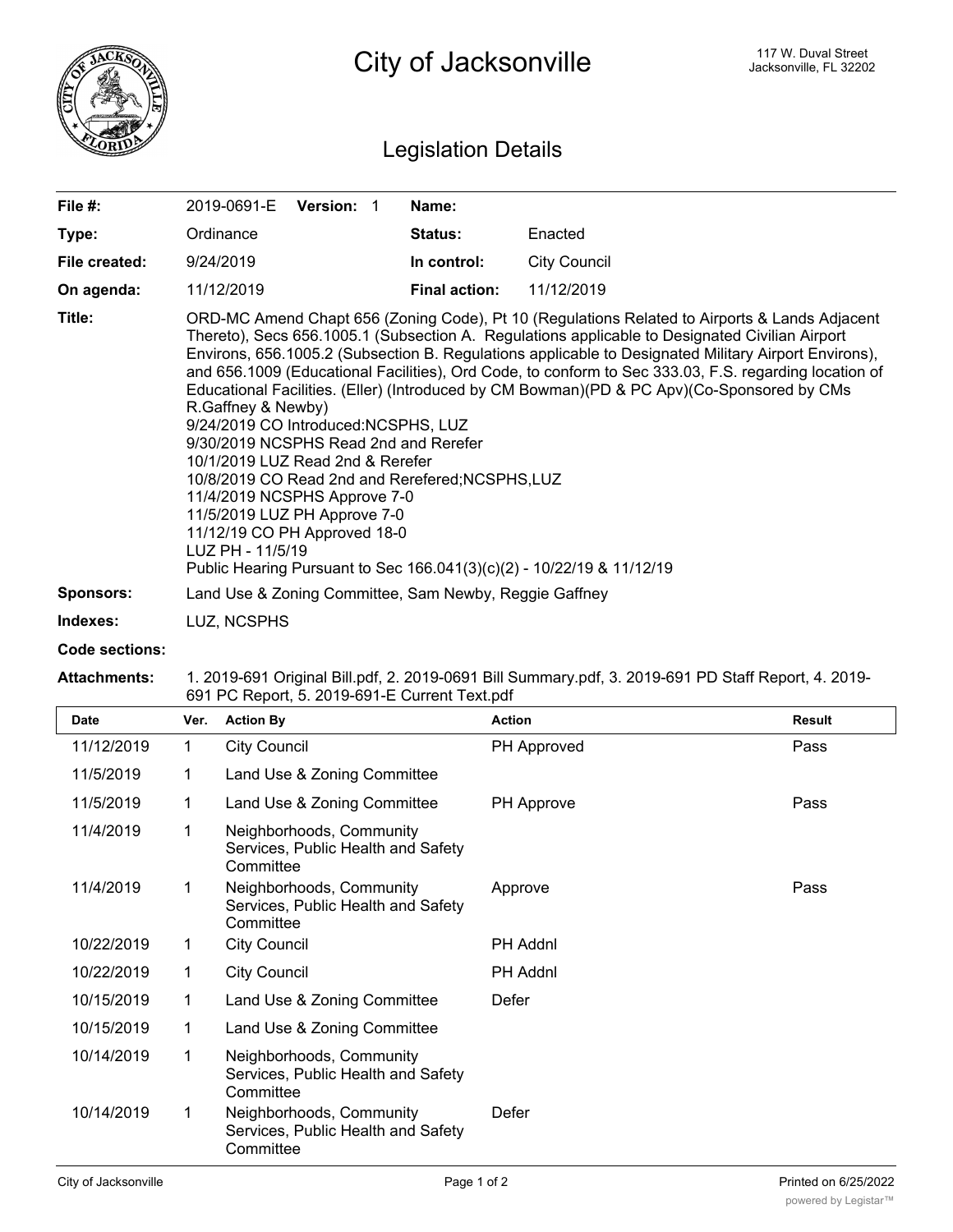# City of Jacksonville

117 W. Duval Street
Jacksonville, FL 32202

## Legislation Details

| | | | |
|---|---|---|---|
| **File #:** | 2019-0691-E **Version:** 1 | **Name:** | |
| **Type:** | Ordinance | **Status:** | Enacted |
| **File created:** | 9/24/2019 | **In control:** | City Council |
| **On agenda:** | 11/12/2019 | **Final action:** | 11/12/2019 |

**Title:** ORD-MC Amend Chapt 656 (Zoning Code), Pt 10 (Regulations Related to Airports & Lands Adjacent Thereto), Secs 656.1005.1 (Subsection A. Regulations applicable to Designated Civilian Airport Environs, 656.1005.2 (Subsection B. Regulations applicable to Designated Military Airport Environs), and 656.1009 (Educational Facilities), Ord Code, to conform to Sec 333.03, F.S. regarding location of Educational Facilities. (Eller) (Introduced by CM Bowman)(PD & PC Apv)(Co-Sponsored by CMs R.Gaffney & Newby)
9/24/2019 CO Introduced:NCSPHS, LUZ
9/30/2019 NCSPHS Read 2nd and Rerefer
10/1/2019 LUZ Read 2nd & Rerefer
10/8/2019 CO Read 2nd and Rerefered;NCSPHS,LUZ
11/4/2019 NCSPHS Approve 7-0
11/5/2019 LUZ PH Approve 7-0
11/12/19 CO PH Approved 18-0
LUZ PH - 11/5/19
Public Hearing Pursuant to Sec 166.041(3)(c)(2) - 10/22/19 & 11/12/19

**Sponsors:** Land Use & Zoning Committee, Sam Newby, Reggie Gaffney

**Indexes:** LUZ, NCSPHS

**Code sections:**

**Attachments:** 1. 2019-691 Original Bill.pdf, 2. 2019-0691 Bill Summary.pdf, 3. 2019-691 PD Staff Report, 4. 2019-691 PC Report, 5. 2019-691-E Current Text.pdf

| Date | Ver. | Action By | Action | Result |
|---|---|---|---|---|
| 11/12/2019 | 1 | City Council | PH Approved | Pass |
| 11/5/2019 | 1 | Land Use & Zoning Committee | | |
| 11/5/2019 | 1 | Land Use & Zoning Committee | PH Approve | Pass |
| 11/4/2019 | 1 | Neighborhoods, Community Services, Public Health and Safety Committee | | |
| 11/4/2019 | 1 | Neighborhoods, Community Services, Public Health and Safety Committee | Approve | Pass |
| 10/22/2019 | 1 | City Council | PH Addnl | |
| 10/22/2019 | 1 | City Council | PH Addnl | |
| 10/15/2019 | 1 | Land Use & Zoning Committee | Defer | |
| 10/15/2019 | 1 | Land Use & Zoning Committee | | |
| 10/14/2019 | 1 | Neighborhoods, Community Services, Public Health and Safety Committee | | |
| 10/14/2019 | 1 | Neighborhoods, Community Services, Public Health and Safety Committee | Defer | |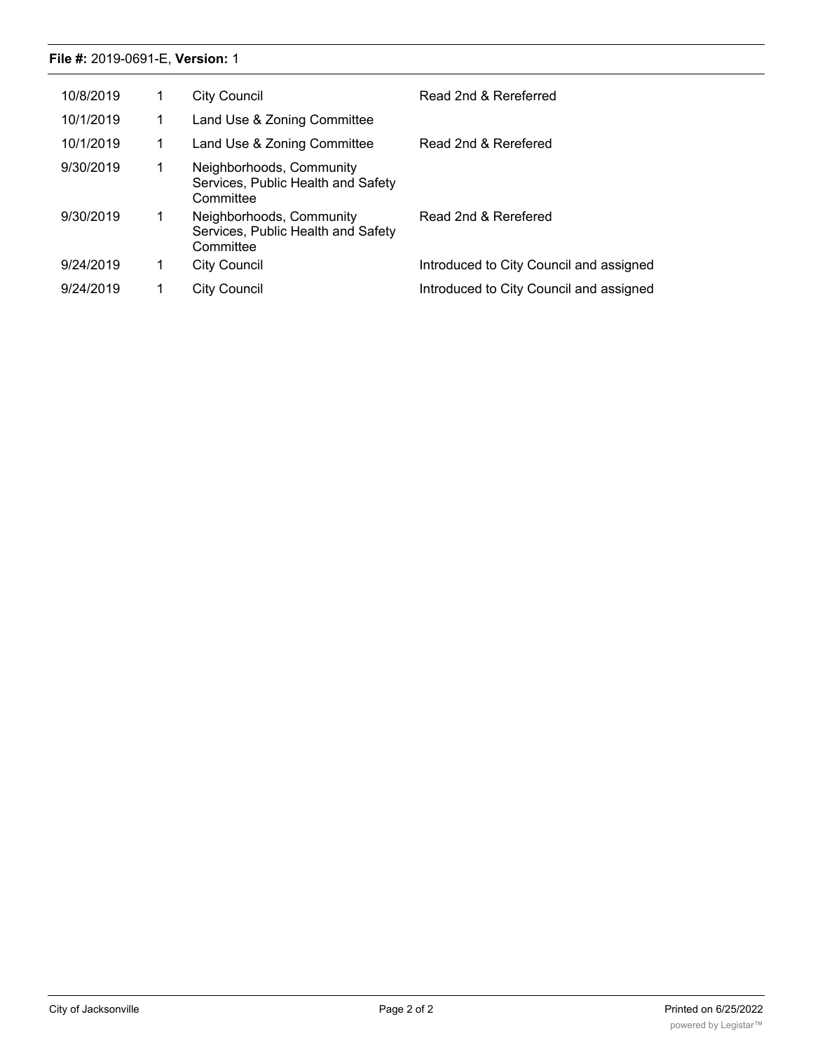| | | | |
|---|---|---|---|
| 10/8/2019 | 1 | City Council | Read 2nd & Rereferred |
| 10/1/2019 | 1 | Land Use & Zoning Committee | |
| 10/1/2019 | 1 | Land Use & Zoning Committee | Read 2nd & Rerefered |
| 9/30/2019 | 1 | Neighborhoods, Community Services, Public Health and Safety Committee | |
| 9/30/2019 | 1 | Neighborhoods, Community Services, Public Health and Safety Committee | Read 2nd & Rerefered |
| 9/24/2019 | 1 | City Council | Introduced to City Council and assigned |
| 9/24/2019 | 1 | City Council | Introduced to City Council and assigned |